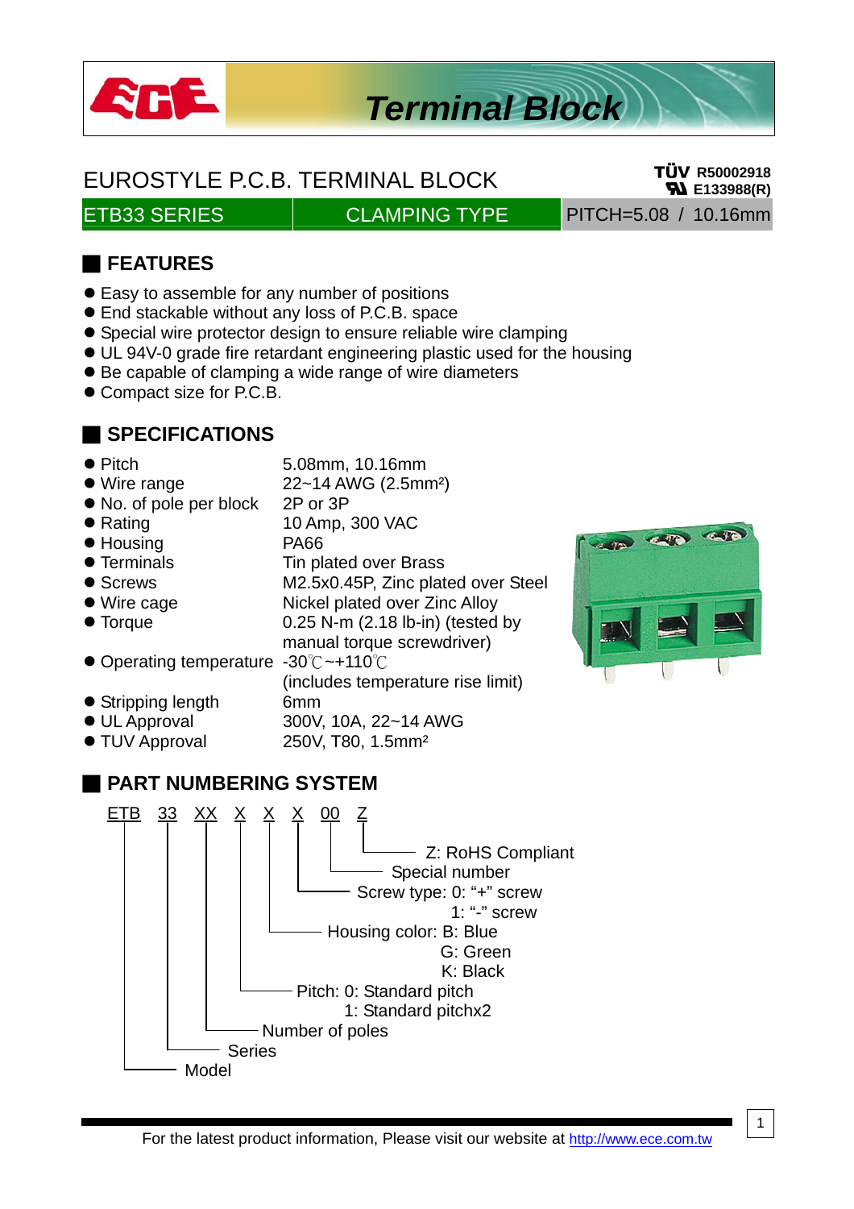# Terminal Block

## EUROSTYLE P.C.B. TERMINAL BLOCK

TÜV R50002918
E133988(R)

| ETB33 SERIES | CLAMPING TYPE | PITCH=5.08 / 10.16mm |
|---|---|---|

## FEATURES

- Easy to assemble for any number of positions
- End stackable without any loss of P.C.B. space
- Special wire protector design to ensure reliable wire clamping
- UL 94V-0 grade fire retardant engineering plastic used for the housing
- Be capable of clamping a wide range of wire diameters
- Compact size for P.C.B.

## SPECIFICATIONS

| | |
|---|---|
| Pitch | 5.08mm, 10.16mm |
| Wire range | 22~14 AWG (2.5mm²) |
| No. of pole per block | 2P or 3P |
| Rating | 10 Amp, 300 VAC |
| Housing | PA66 |
| Terminals | Tin plated over Brass |
| Screws | M2.5x0.45P, Zinc plated over Steel |
| Wire cage | Nickel plated over Zinc Alloy |
| Torque | 0.25 N-m (2.18 lb-in) (tested by manual torque screwdriver) |
| Operating temperature | -30℃~+110℃ (includes temperature rise limit) |
| Stripping length | 6mm |
| UL Approval | 300V, 10A, 22~14 AWG |
| TUV Approval | 250V, T80, 1.5mm² |

## PART NUMBERING SYSTEM

ETB 33 XX X X X 00 Z

- Z: RoHS Compliant
- 00: Special number
- X: Screw type: 0: "+" screw
  1: "-" screw
- X: Housing color: B: Blue
  G: Green
  K: Black
- X: Pitch: 0: Standard pitch
  1: Standard pitchx2
- XX: Number of poles
- 33: Series
- ETB: Model

For the latest product information, Please visit our website at http://www.ece.com.tw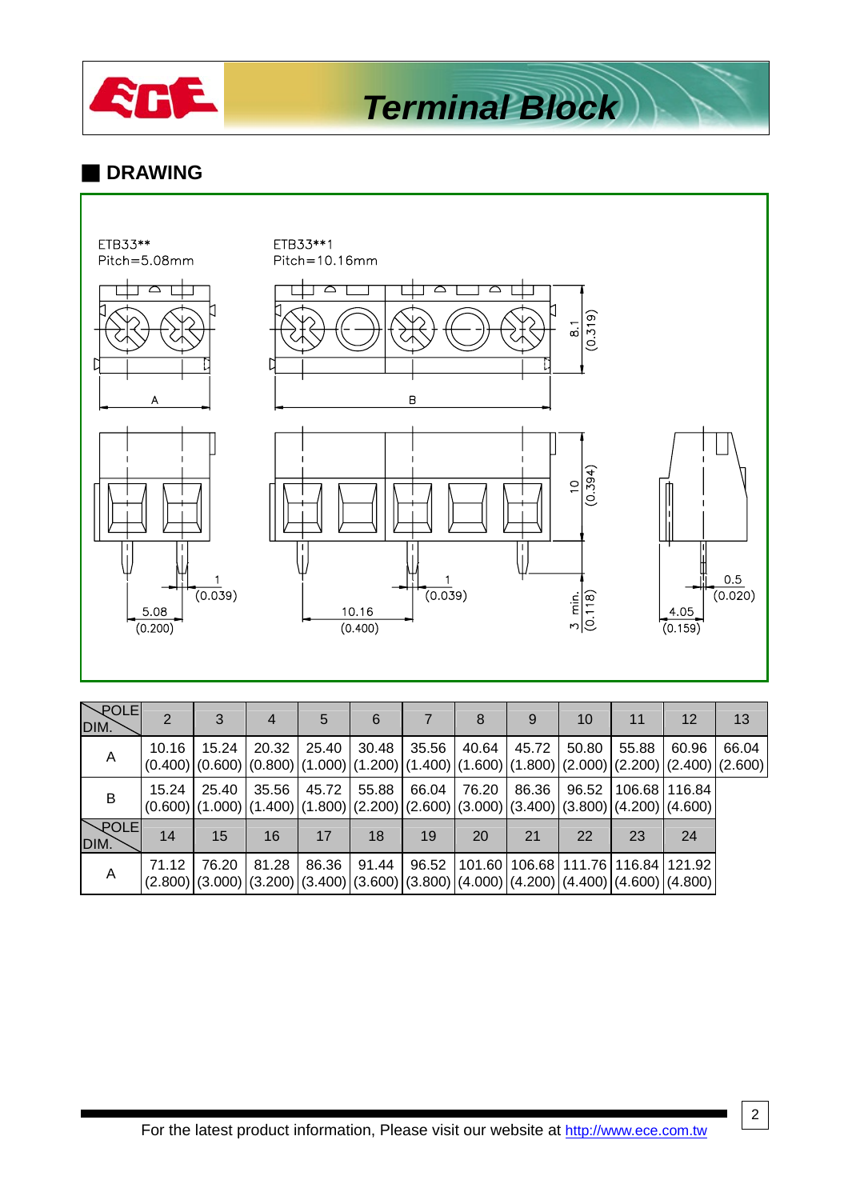# Terminal Block

## DRAWING

ETB33**
Pitch=5.08mm

ETB33**1
Pitch=10.16mm

A

B

8.1
(0.319)

10
(0.394)

3 min.
(0.118)

1
(0.039)

5.08
(0.200)

1
(0.039)

10.16
(0.400)

0.5
(0.020)

4.05
(0.159)

| POLE / DIM. | 2 | 3 | 4 | 5 | 6 | 7 | 8 | 9 | 10 | 11 | 12 | 13 |
|---|---|---|---|---|---|---|---|---|---|---|---|---|
| A | 10.16 (0.400) | 15.24 (0.600) | 20.32 (0.800) | 25.40 (1.000) | 30.48 (1.200) | 35.56 (1.400) | 40.64 (1.600) | 45.72 (1.800) | 50.80 (2.000) | 55.88 (2.200) | 60.96 (2.400) | 66.04 (2.600) |
| B | 15.24 (0.600) | 25.40 (1.000) | 35.56 (1.400) | 45.72 (1.800) | 55.88 (2.200) | 66.04 (2.600) | 76.20 (3.000) | 86.36 (3.400) | 96.52 (3.800) | 106.68 (4.200) | 116.84 (4.600) | |
| **POLE / DIM.** | **14** | **15** | **16** | **17** | **18** | **19** | **20** | **21** | **22** | **23** | **24** | |
| A | 71.12 (2.800) | 76.20 (3.000) | 81.28 (3.200) | 86.36 (3.400) | 91.44 (3.600) | 96.52 (3.800) | 101.60 (4.000) | 106.68 (4.200) | 111.76 (4.400) | 116.84 (4.600) | 121.92 (4.800) | |

For the latest product information, Please visit our website at http://www.ece.com.tw